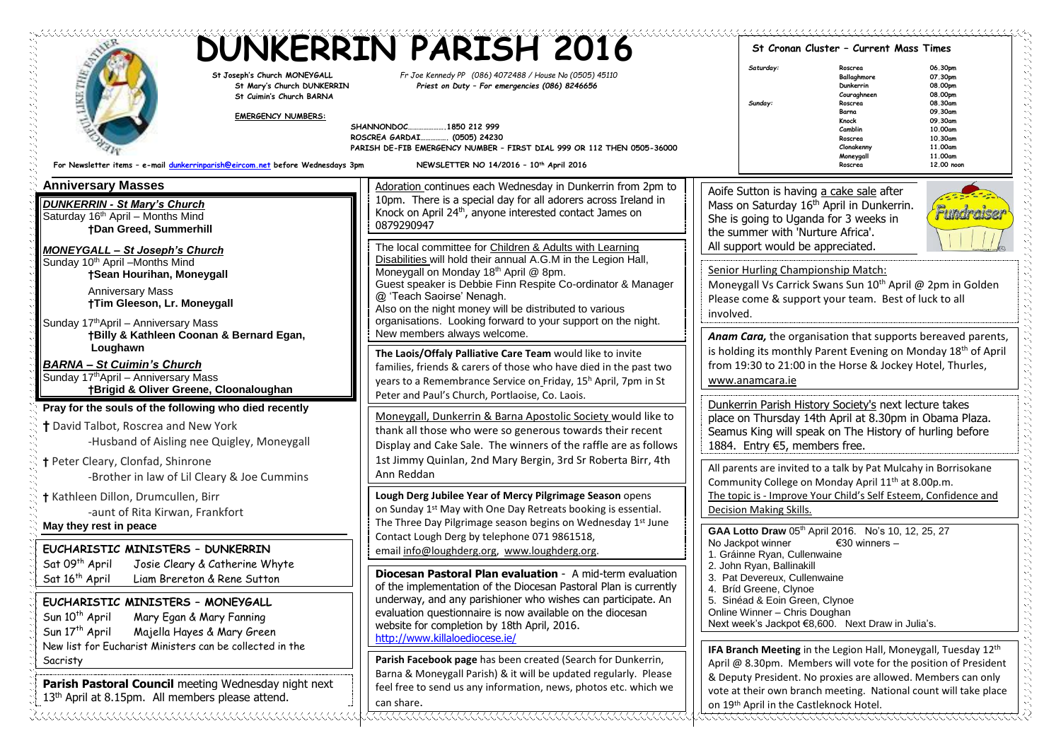# DUNKERRIN PARISH 2016

St Joseph's Church MONEYGALL
St Mary's Church DUNKERRIN
St Cuimin's Church BARNA

Fr Joe Kennedy PP (086) 4072488 / House No (0505) 45110
Priest on Duty – For emergencies (086) 8246656

**EMERGENCY NUMBERS:**

SHANNONDOC…………………1850 212 999
ROSCREA GARDAI…………… (0505) 24230
PARISH DE-FIB EMERGENCY NUMBER – FIRST DIAL 999 OR 112 THEN 0505-36000

For Newsletter items – e-mail dunkerrinparish@eircom.net before Wednesdays 3pm

NEWSLETTER NO 14/2016 – 10th April 2016

**St Cronan Cluster – Current Mass Times**

| | | |
|---|---|---|
| Saturday: | Roscrea | 06.30pm |
| | Ballaghmore | 07.30pm |
| | Dunkerrin | 08.00pm |
| | Couraghneen | 08.00pm |
| Sunday: | Roscrea | 08.30am |
| | Barna | 09.30am |
| | Knock | 09.30am |
| | Camblin | 10.00am |
| | Roscrea | 10.30am |
| | Clonakenny | 11.00am |
| | Moneygall | 11.00am |
| | Roscrea | 12.00 noon |

## Anniversary Masses

***DUNKERRIN - St Mary's Church***
Saturday 16th April – Months Mind
**†Dan Greed, Summerhill**

***MONEYGALL – St Joseph's Church***
Sunday 10th April –Months Mind
**†Sean Hourihan, Moneygall**
Anniversary Mass
**†Tim Gleeson, Lr. Moneygall**

Sunday 17th April – Anniversary Mass
**†Billy & Kathleen Coonan & Bernard Egan, Loughawn**

***BARNA – St Cuimin's Church***
Sunday 17th April – Anniversary Mass
**†Brigid & Oliver Greene, Cloonaloughan**

**Pray for the souls of the following who died recently**

**†** David Talbot, Roscrea and New York
-Husband of Aisling nee Quigley, Moneygall

**†** Peter Cleary, Clonfad, Shinrone
-Brother in law of Lil Cleary & Joe Cummins

**†** Kathleen Dillon, Drumcullen, Birr
-aunt of Rita Kirwan, Frankfort

**May they rest in peace**

**EUCHARISTIC MINISTERS – DUNKERRIN**
Sat 09th April Josie Cleary & Catherine Whyte
Sat 16th April Liam Brereton & Rene Sutton

**EUCHARISTIC MINISTERS – MONEYGALL**
Sun 10th April Mary Egan & Mary Fanning
Sun 17th April Majella Hayes & Mary Green
New list for Eucharist Ministers can be collected in the Sacristy

**Parish Pastoral Council** meeting Wednesday night next 13th April at 8.15pm. All members please attend.

Adoration continues each Wednesday in Dunkerrin from 2pm to 10pm. There is a special day for all adorers across Ireland in Knock on April 24th, anyone interested contact James on 0879290947

The local committee for Children & Adults with Learning Disabilities will hold their annual A.G.M in the Legion Hall, Moneygall on Monday 18th April @ 8pm.
Guest speaker is Debbie Finn Respite Co-ordinator & Manager @ 'Teach Saoirse' Nenagh.
Also on the night money will be distributed to various organisations. Looking forward to your support on the night. New members always welcome.

**The Laois/Offaly Palliative Care Team** would like to invite families, friends & carers of those who have died in the past two years to a Remembrance Service on Friday, 15h April, 7pm in St Peter and Paul's Church, Portlaoise, Co. Laois.

Moneygall, Dunkerrin & Barna Apostolic Society would like to thank all those who were so generous towards their recent Display and Cake Sale. The winners of the raffle are as follows 1st Jimmy Quinlan, 2nd Mary Bergin, 3rd Sr Roberta Birr, 4th Ann Reddan

**Lough Derg Jubilee Year of Mercy Pilgrimage Season** opens on Sunday 1st May with One Day Retreats booking is essential. The Three Day Pilgrimage season begins on Wednesday 1st June Contact Lough Derg by telephone 071 9861518, email info@loughderg.org, www.loughderg.org.

**Diocesan Pastoral Plan evaluation** - A mid-term evaluation of the implementation of the Diocesan Pastoral Plan is currently underway, and any parishioner who wishes can participate. An evaluation questionnaire is now available on the diocesan website for completion by 18th April, 2016.
http://www.killaloediocese.ie/

**Parish Facebook page** has been created (Search for Dunkerrin, Barna & Moneygall Parish) & it will be updated regularly. Please feel free to send us any information, news, photos etc. which we can share.

Aoife Sutton is having a cake sale after Mass on Saturday 16th April in Dunkerrin. She is going to Uganda for 3 weeks in the summer with 'Nurture Africa'. All support would be appreciated.

Senior Hurling Championship Match:
Moneygall Vs Carrick Swans Sun 10th April @ 2pm in Golden
Please come & support your team. Best of luck to all involved.

***Anam Cara,*** the organisation that supports bereaved parents, is holding its monthly Parent Evening on Monday 18th of April from 19:30 to 21:00 in the Horse & Jockey Hotel, Thurles, www.anamcara.ie

Dunkerrin Parish History Society's next lecture takes place on Thursday 14th April at 8.30pm in Obama Plaza. Seamus King will speak on The History of hurling before 1884. Entry €5, members free.

All parents are invited to a talk by Pat Mulcahy in Borrisokane Community College on Monday April 11th at 8.00p.m.
The topic is - Improve Your Child's Self Esteem, Confidence and Decision Making Skills.

**GAA Lotto Draw** 05th April 2016. No's 10, 12, 25, 27
No Jackpot winner €30 winners –
1. Gráinne Ryan, Cullenwaine
2. John Ryan, Ballinakill
3. Pat Devereux, Cullenwaine
4. Bríd Greene, Clynoe
5. Sinéad & Eoin Green, Clynoe
Online Winner – Chris Doughan
Next week's Jackpot €8,600. Next Draw in Julia's.

**IFA Branch Meeting** in the Legion Hall, Moneygall, Tuesday 12th April @ 8.30pm. Members will vote for the position of President & Deputy President. No proxies are allowed. Members can only vote at their own branch meeting. National count will take place on 19th April in the Castleknock Hotel.